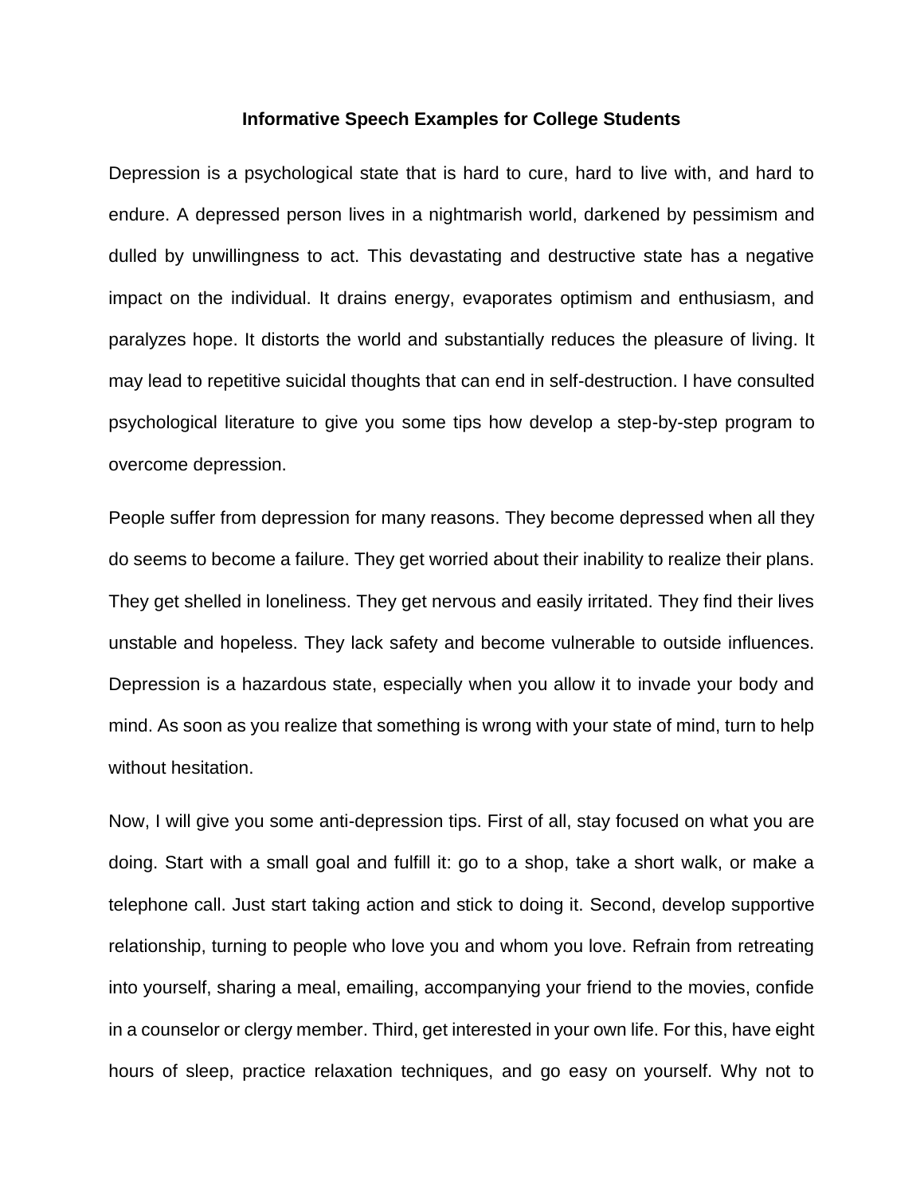# Informative Speech Examples for College Students

Depression is a psychological state that is hard to cure, hard to live with, and hard to endure. A depressed person lives in a nightmarish world, darkened by pessimism and dulled by unwillingness to act. This devastating and destructive state has a negative impact on the individual. It drains energy, evaporates optimism and enthusiasm, and paralyzes hope. It distorts the world and substantially reduces the pleasure of living. It may lead to repetitive suicidal thoughts that can end in self-destruction. I have consulted psychological literature to give you some tips how develop a step-by-step program to overcome depression.

People suffer from depression for many reasons. They become depressed when all they do seems to become a failure. They get worried about their inability to realize their plans. They get shelled in loneliness. They get nervous and easily irritated. They find their lives unstable and hopeless. They lack safety and become vulnerable to outside influences. Depression is a hazardous state, especially when you allow it to invade your body and mind. As soon as you realize that something is wrong with your state of mind, turn to help without hesitation.

Now, I will give you some anti-depression tips. First of all, stay focused on what you are doing. Start with a small goal and fulfill it: go to a shop, take a short walk, or make a telephone call. Just start taking action and stick to doing it. Second, develop supportive relationship, turning to people who love you and whom you love. Refrain from retreating into yourself, sharing a meal, emailing, accompanying your friend to the movies, confide in a counselor or clergy member. Third, get interested in your own life. For this, have eight hours of sleep, practice relaxation techniques, and go easy on yourself. Why not to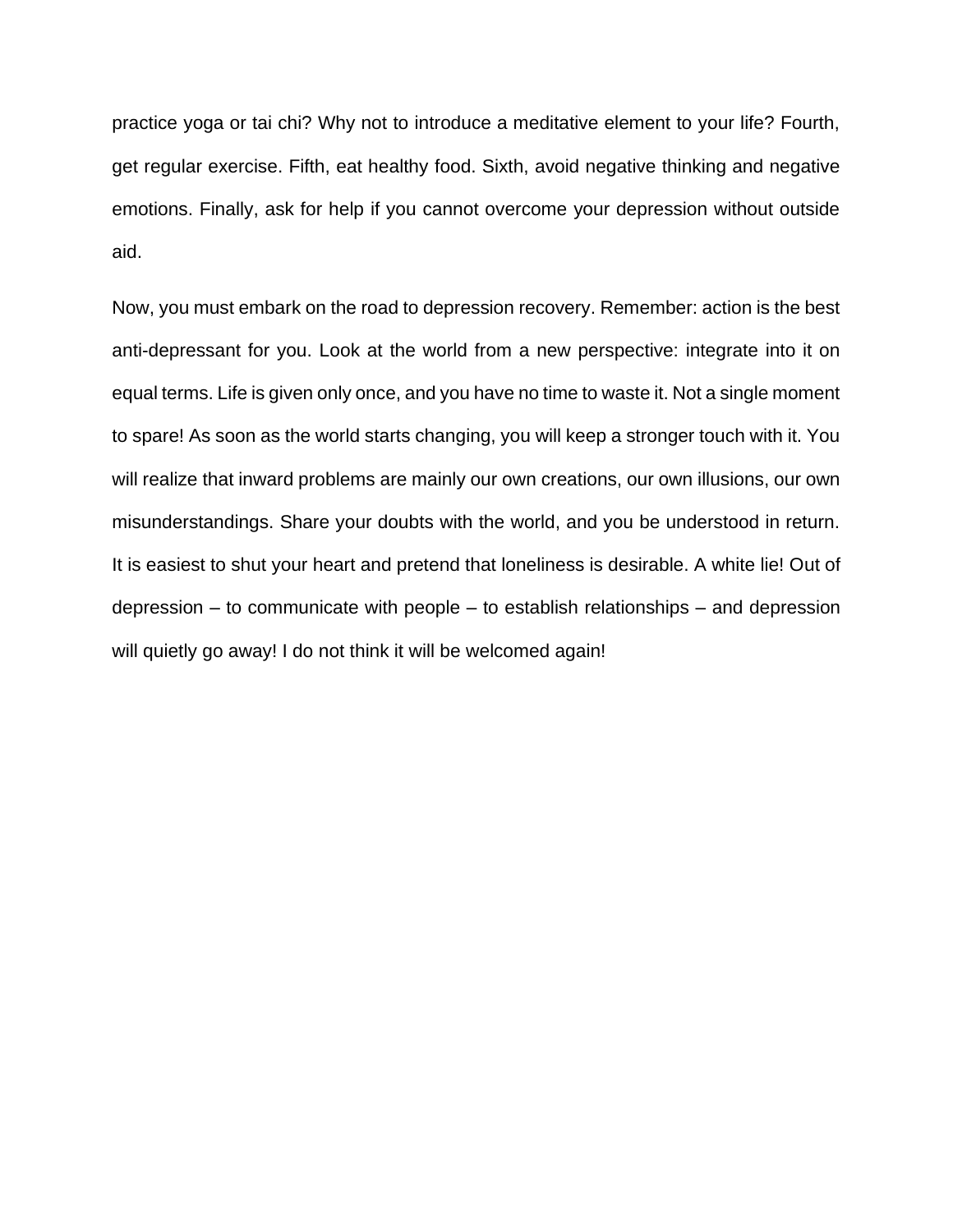practice yoga or tai chi? Why not to introduce a meditative element to your life? Fourth, get regular exercise. Fifth, eat healthy food. Sixth, avoid negative thinking and negative emotions. Finally, ask for help if you cannot overcome your depression without outside aid.

Now, you must embark on the road to depression recovery. Remember: action is the best anti-depressant for you. Look at the world from a new perspective: integrate into it on equal terms. Life is given only once, and you have no time to waste it. Not a single moment to spare! As soon as the world starts changing, you will keep a stronger touch with it. You will realize that inward problems are mainly our own creations, our own illusions, our own misunderstandings. Share your doubts with the world, and you be understood in return. It is easiest to shut your heart and pretend that loneliness is desirable. A white lie! Out of depression – to communicate with people – to establish relationships – and depression will quietly go away! I do not think it will be welcomed again!